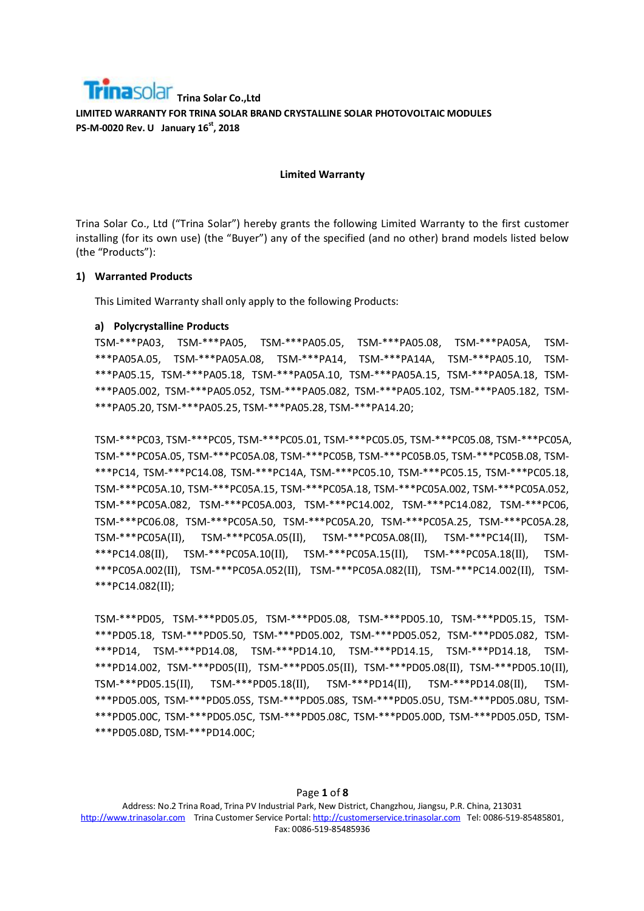**Trinasolar** Trina Solar Co.,Ltd

**LIMITED WARRANTY FOR TRINA SOLAR BRAND CRYSTALLINE SOLAR PHOTOVOLTAIC MODULES**

**PS-M-0020 Rev. U January 16st, 2018**

## Limited Warranty

Trina Solar Co., Ltd ("Trina Solar") hereby grants the following Limited Warranty to the first customer installing (for its own use) (the "Buyer") any of the specified (and no other) brand models listed below (the "Products"):

### 1) Warranted Products

This Limited Warranty shall only apply to the following Products:

#### a) Polycrystalline Products

TSM-***PA03, TSM-***PA05, TSM-***PA05.05, TSM-***PA05.08, TSM-***PA05A, TSM-***PA05A.05, TSM-***PA05A.08, TSM-***PA14, TSM-***PA14A, TSM-***PA05.10, TSM-***PA05.15, TSM-***PA05.18, TSM-***PA05A.10, TSM-***PA05A.15, TSM-***PA05A.18, TSM-***PA05.002, TSM-***PA05.052, TSM-***PA05.082, TSM-***PA05.102, TSM-***PA05.182, TSM-***PA05.20, TSM-***PA05.25, TSM-***PA05.28, TSM-***PA14.20;

TSM-***PC03, TSM-***PC05, TSM-***PC05.01, TSM-***PC05.05, TSM-***PC05.08, TSM-***PC05A, TSM-***PC05A.05, TSM-***PC05A.08, TSM-***PC05B, TSM-***PC05B.05, TSM-***PC05B.08, TSM-***PC14, TSM-***PC14.08, TSM-***PC14A, TSM-***PC05.10, TSM-***PC05.15, TSM-***PC05.18, TSM-***PC05A.10, TSM-***PC05A.15, TSM-***PC05A.18, TSM-***PC05A.002, TSM-***PC05A.052, TSM-***PC05A.082, TSM-***PC05A.003, TSM-***PC14.002, TSM-***PC14.082, TSM-***PC06, TSM-***PC06.08, TSM-***PC05A.50, TSM-***PC05A.20, TSM-***PC05A.25, TSM-***PC05A.28, TSM-***PC05A(II), TSM-***PC05A.05(II), TSM-***PC05A.08(II), TSM-***PC14(II), TSM-***PC14.08(II), TSM-***PC05A.10(II), TSM-***PC05A.15(II), TSM-***PC05A.18(II), TSM-***PC05A.002(II), TSM-***PC05A.052(II), TSM-***PC05A.082(II), TSM-***PC14.002(II), TSM-***PC14.082(II);

TSM-***PD05, TSM-***PD05.05, TSM-***PD05.08, TSM-***PD05.10, TSM-***PD05.15, TSM-***PD05.18, TSM-***PD05.50, TSM-***PD05.002, TSM-***PD05.052, TSM-***PD05.082, TSM-***PD14, TSM-***PD14.08, TSM-***PD14.10, TSM-***PD14.15, TSM-***PD14.18, TSM-***PD14.002, TSM-***PD05(II), TSM-***PD05.05(II), TSM-***PD05.08(II), TSM-***PD05.10(II), TSM-***PD05.15(II), TSM-***PD05.18(II), TSM-***PD14(II), TSM-***PD14.08(II), TSM-***PD05.00S, TSM-***PD05.05S, TSM-***PD05.08S, TSM-***PD05.05U, TSM-***PD05.08U, TSM-***PD05.00C, TSM-***PD05.05C, TSM-***PD05.08C, TSM-***PD05.00D, TSM-***PD05.05D, TSM-***PD05.08D, TSM-***PD14.00C;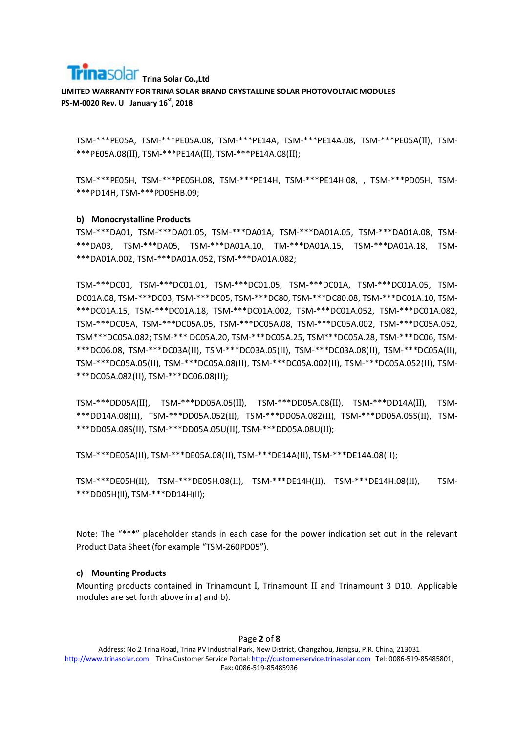TSM-***PE05A, TSM-***PE05A.08, TSM-***PE14A, TSM-***PE14A.08, TSM-***PE05A(II), TSM-***PE05A.08(II), TSM-***PE14A(II), TSM-***PE14A.08(II);

TSM-***PE05H, TSM-***PE05H.08, TSM-***PE14H, TSM-***PE14H.08, , TSM-***PD05H, TSM-***PD14H, TSM-***PD05HB.09;

**b) Monocrystalline Products**

TSM-***DA01, TSM-***DA01.05, TSM-***DA01A, TSM-***DA01A.05, TSM-***DA01A.08, TSM-***DA03, TSM-***DA05, TSM-***DA01A.10, TM-***DA01A.15, TSM-***DA01A.18, TSM-***DA01A.002, TSM-***DA01A.052, TSM-***DA01A.082;

TSM-***DC01, TSM-***DC01.01, TSM-***DC01.05, TSM-***DC01A, TSM-***DC01A.05, TSM-DC01A.08, TSM-***DC03, TSM-***DC05, TSM-***DC80, TSM-***DC80.08, TSM-***DC01A.10, TSM-***DC01A.15, TSM-***DC01A.18, TSM-***DC01A.002, TSM-***DC01A.052, TSM-***DC01A.082, TSM-***DC05A, TSM-***DC05A.05, TSM-***DC05A.08, TSM-***DC05A.002, TSM-***DC05A.052, TSM***DC05A.082; TSM-*** DC05A.20, TSM-***DC05A.25, TSM***DC05A.28, TSM-***DC06, TSM-***DC06.08, TSM-***DC03A(II), TSM-***DC03A.05(II), TSM-***DC03A.08(II), TSM-***DC05A(II), TSM-***DC05A.05(II), TSM-***DC05A.08(II), TSM-***DC05A.002(II), TSM-***DC05A.052(II), TSM-***DC05A.082(II), TSM-***DC06.08(II);

TSM-***DD05A(II), TSM-***DD05A.05(II), TSM-***DD05A.08(II), TSM-***DD14A(II), TSM-***DD14A.08(II), TSM-***DD05A.052(II), TSM-***DD05A.082(II), TSM-***DD05A.05S(II), TSM-***DD05A.08S(II), TSM-***DD05A.05U(II), TSM-***DD05A.08U(II);

TSM-***DE05A(II), TSM-***DE05A.08(II), TSM-***DE14A(II), TSM-***DE14A.08(II);

TSM-***DE05H(II), TSM-***DE05H.08(II), TSM-***DE14H(II), TSM-***DE14H.08(II), TSM-***DD05H(II), TSM-***DD14H(II);

Note: The "***" placeholder stands in each case for the power indication set out in the relevant Product Data Sheet (for example "TSM-260PD05").

**c) Mounting Products**

Mounting products contained in Trinamount I, Trinamount II and Trinamount 3 D10. Applicable modules are set forth above in a) and b).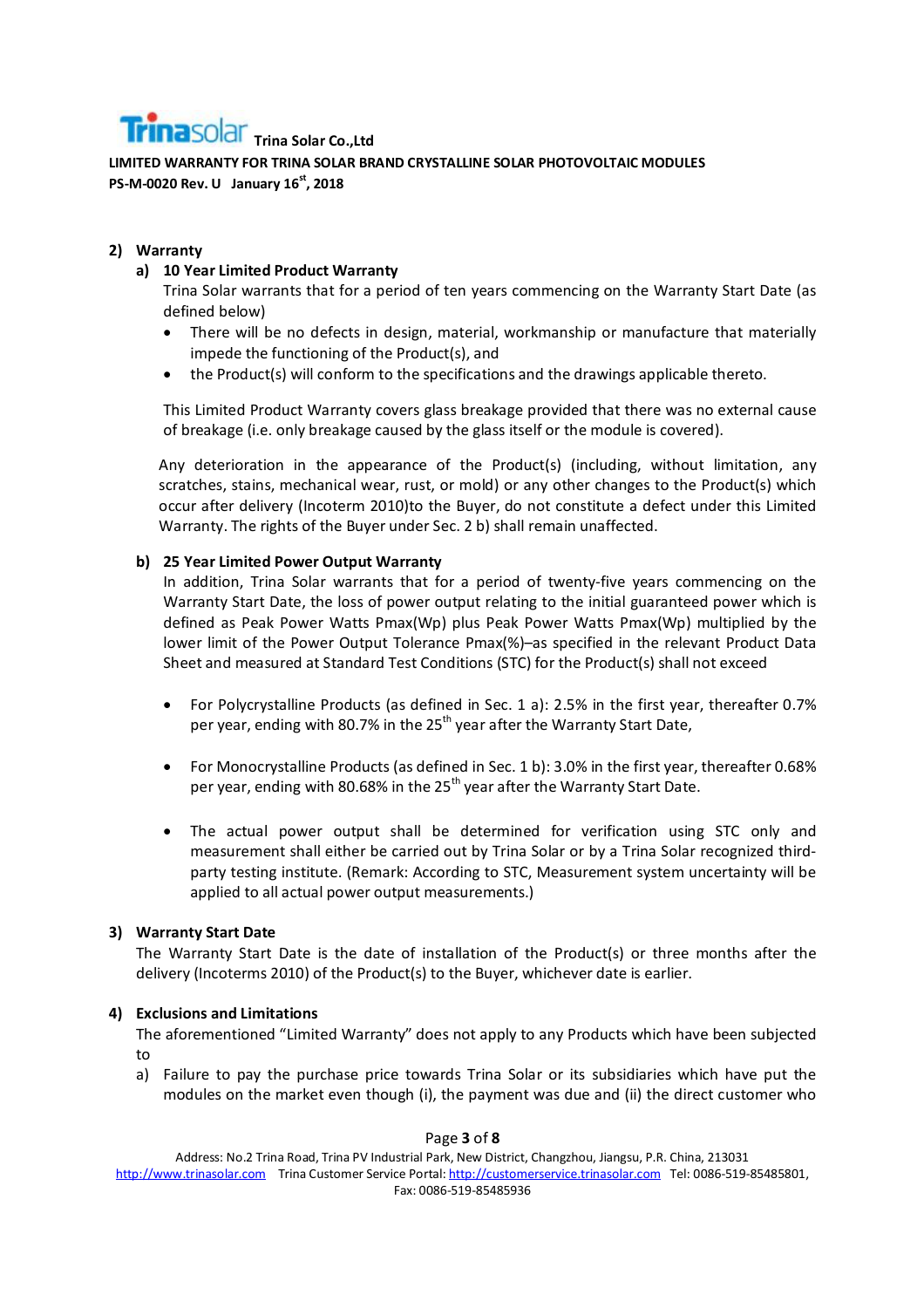## 2) Warranty

### a) 10 Year Limited Product Warranty

Trina Solar warrants that for a period of ten years commencing on the Warranty Start Date (as defined below)

- There will be no defects in design, material, workmanship or manufacture that materially impede the functioning of the Product(s), and
- the Product(s) will conform to the specifications and the drawings applicable thereto.

This Limited Product Warranty covers glass breakage provided that there was no external cause of breakage (i.e. only breakage caused by the glass itself or the module is covered).

Any deterioration in the appearance of the Product(s) (including, without limitation, any scratches, stains, mechanical wear, rust, or mold) or any other changes to the Product(s) which occur after delivery (Incoterm 2010)to the Buyer, do not constitute a defect under this Limited Warranty. The rights of the Buyer under Sec. 2 b) shall remain unaffected.

### b) 25 Year Limited Power Output Warranty

In addition, Trina Solar warrants that for a period of twenty-five years commencing on the Warranty Start Date, the loss of power output relating to the initial guaranteed power which is defined as Peak Power Watts Pmax(Wp) plus Peak Power Watts Pmax(Wp) multiplied by the lower limit of the Power Output Tolerance Pmax(%)–as specified in the relevant Product Data Sheet and measured at Standard Test Conditions (STC) for the Product(s) shall not exceed

- For Polycrystalline Products (as defined in Sec. 1 a): 2.5% in the first year, thereafter 0.7% per year, ending with 80.7% in the 25th year after the Warranty Start Date,
- For Monocrystalline Products (as defined in Sec. 1 b): 3.0% in the first year, thereafter 0.68% per year, ending with 80.68% in the 25th year after the Warranty Start Date.
- The actual power output shall be determined for verification using STC only and measurement shall either be carried out by Trina Solar or by a Trina Solar recognized third-party testing institute. (Remark: According to STC, Measurement system uncertainty will be applied to all actual power output measurements.)

## 3) Warranty Start Date

The Warranty Start Date is the date of installation of the Product(s) or three months after the delivery (Incoterms 2010) of the Product(s) to the Buyer, whichever date is earlier.

## 4) Exclusions and Limitations

The aforementioned "Limited Warranty" does not apply to any Products which have been subjected to

a) Failure to pay the purchase price towards Trina Solar or its subsidiaries which have put the modules on the market even though (i), the payment was due and (ii) the direct customer who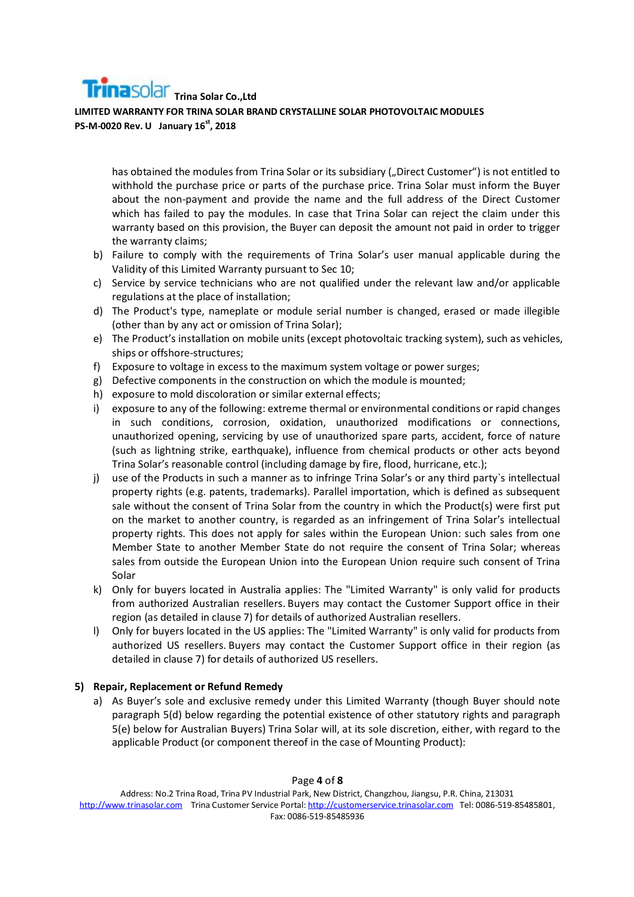has obtained the modules from Trina Solar or its subsidiary („Direct Customer") is not entitled to withhold the purchase price or parts of the purchase price. Trina Solar must inform the Buyer about the non-payment and provide the name and the full address of the Direct Customer which has failed to pay the modules. In case that Trina Solar can reject the claim under this warranty based on this provision, the Buyer can deposit the amount not paid in order to trigger the warranty claims;

b) Failure to comply with the requirements of Trina Solar's user manual applicable during the Validity of this Limited Warranty pursuant to Sec 10;
c) Service by service technicians who are not qualified under the relevant law and/or applicable regulations at the place of installation;
d) The Product's type, nameplate or module serial number is changed, erased or made illegible (other than by any act or omission of Trina Solar);
e) The Product's installation on mobile units (except photovoltaic tracking system), such as vehicles, ships or offshore-structures;
f) Exposure to voltage in excess to the maximum system voltage or power surges;
g) Defective components in the construction on which the module is mounted;
h) exposure to mold discoloration or similar external effects;
i) exposure to any of the following: extreme thermal or environmental conditions or rapid changes in such conditions, corrosion, oxidation, unauthorized modifications or connections, unauthorized opening, servicing by use of unauthorized spare parts, accident, force of nature (such as lightning strike, earthquake), influence from chemical products or other acts beyond Trina Solar's reasonable control (including damage by fire, flood, hurricane, etc.);
j) use of the Products in such a manner as to infringe Trina Solar's or any third party`s intellectual property rights (e.g. patents, trademarks). Parallel importation, which is defined as subsequent sale without the consent of Trina Solar from the country in which the Product(s) were first put on the market to another country, is regarded as an infringement of Trina Solar's intellectual property rights. This does not apply for sales within the European Union: such sales from one Member State to another Member State do not require the consent of Trina Solar; whereas sales from outside the European Union into the European Union require such consent of Trina Solar
k) Only for buyers located in Australia applies: The "Limited Warranty" is only valid for products from authorized Australian resellers. Buyers may contact the Customer Support office in their region (as detailed in clause 7) for details of authorized Australian resellers.
l) Only for buyers located in the US applies: The "Limited Warranty" is only valid for products from authorized US resellers. Buyers may contact the Customer Support office in their region (as detailed in clause 7) for details of authorized US resellers.

## 5) Repair, Replacement or Refund Remedy

a) As Buyer's sole and exclusive remedy under this Limited Warranty (though Buyer should note paragraph 5(d) below regarding the potential existence of other statutory rights and paragraph 5(e) below for Australian Buyers) Trina Solar will, at its sole discretion, either, with regard to the applicable Product (or component thereof in the case of Mounting Product):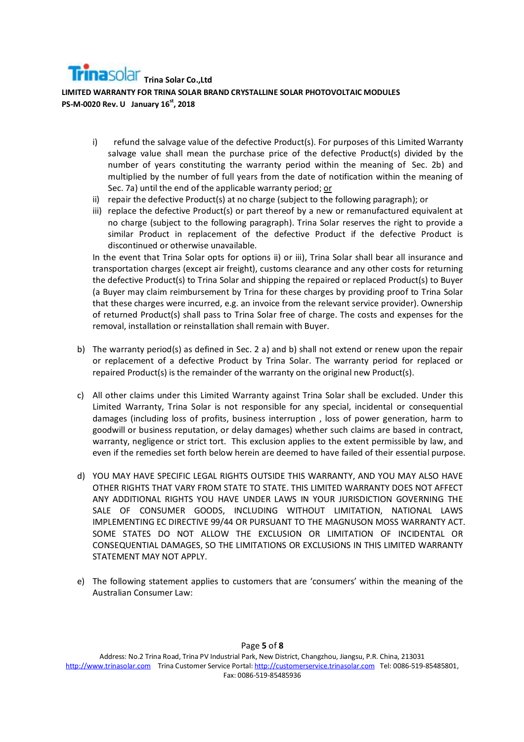i) refund the salvage value of the defective Product(s). For purposes of this Limited Warranty salvage value shall mean the purchase price of the defective Product(s) divided by the number of years constituting the warranty period within the meaning of Sec. 2b) and multiplied by the number of full years from the date of notification within the meaning of Sec. 7a) until the end of the applicable warranty period; or

ii) repair the defective Product(s) at no charge (subject to the following paragraph); or

iii) replace the defective Product(s) or part thereof by a new or remanufactured equivalent at no charge (subject to the following paragraph). Trina Solar reserves the right to provide a similar Product in replacement of the defective Product if the defective Product is discontinued or otherwise unavailable.

In the event that Trina Solar opts for options ii) or iii), Trina Solar shall bear all insurance and transportation charges (except air freight), customs clearance and any other costs for returning the defective Product(s) to Trina Solar and shipping the repaired or replaced Product(s) to Buyer (a Buyer may claim reimbursement by Trina for these charges by providing proof to Trina Solar that these charges were incurred, e.g. an invoice from the relevant service provider). Ownership of returned Product(s) shall pass to Trina Solar free of charge. The costs and expenses for the removal, installation or reinstallation shall remain with Buyer.

b) The warranty period(s) as defined in Sec. 2 a) and b) shall not extend or renew upon the repair or replacement of a defective Product by Trina Solar. The warranty period for replaced or repaired Product(s) is the remainder of the warranty on the original new Product(s).

c) All other claims under this Limited Warranty against Trina Solar shall be excluded. Under this Limited Warranty, Trina Solar is not responsible for any special, incidental or consequential damages (including loss of profits, business interruption , loss of power generation, harm to goodwill or business reputation, or delay damages) whether such claims are based in contract, warranty, negligence or strict tort. This exclusion applies to the extent permissible by law, and even if the remedies set forth below herein are deemed to have failed of their essential purpose.

d) YOU MAY HAVE SPECIFIC LEGAL RIGHTS OUTSIDE THIS WARRANTY, AND YOU MAY ALSO HAVE OTHER RIGHTS THAT VARY FROM STATE TO STATE. THIS LIMITED WARRANTY DOES NOT AFFECT ANY ADDITIONAL RIGHTS YOU HAVE UNDER LAWS IN YOUR JURISDICTION GOVERNING THE SALE OF CONSUMER GOODS, INCLUDING WITHOUT LIMITATION, NATIONAL LAWS IMPLEMENTING EC DIRECTIVE 99/44 OR PURSUANT TO THE MAGNUSON MOSS WARRANTY ACT. SOME STATES DO NOT ALLOW THE EXCLUSION OR LIMITATION OF INCIDENTAL OR CONSEQUENTIAL DAMAGES, SO THE LIMITATIONS OR EXCLUSIONS IN THIS LIMITED WARRANTY STATEMENT MAY NOT APPLY.

e) The following statement applies to customers that are 'consumers' within the meaning of the Australian Consumer Law: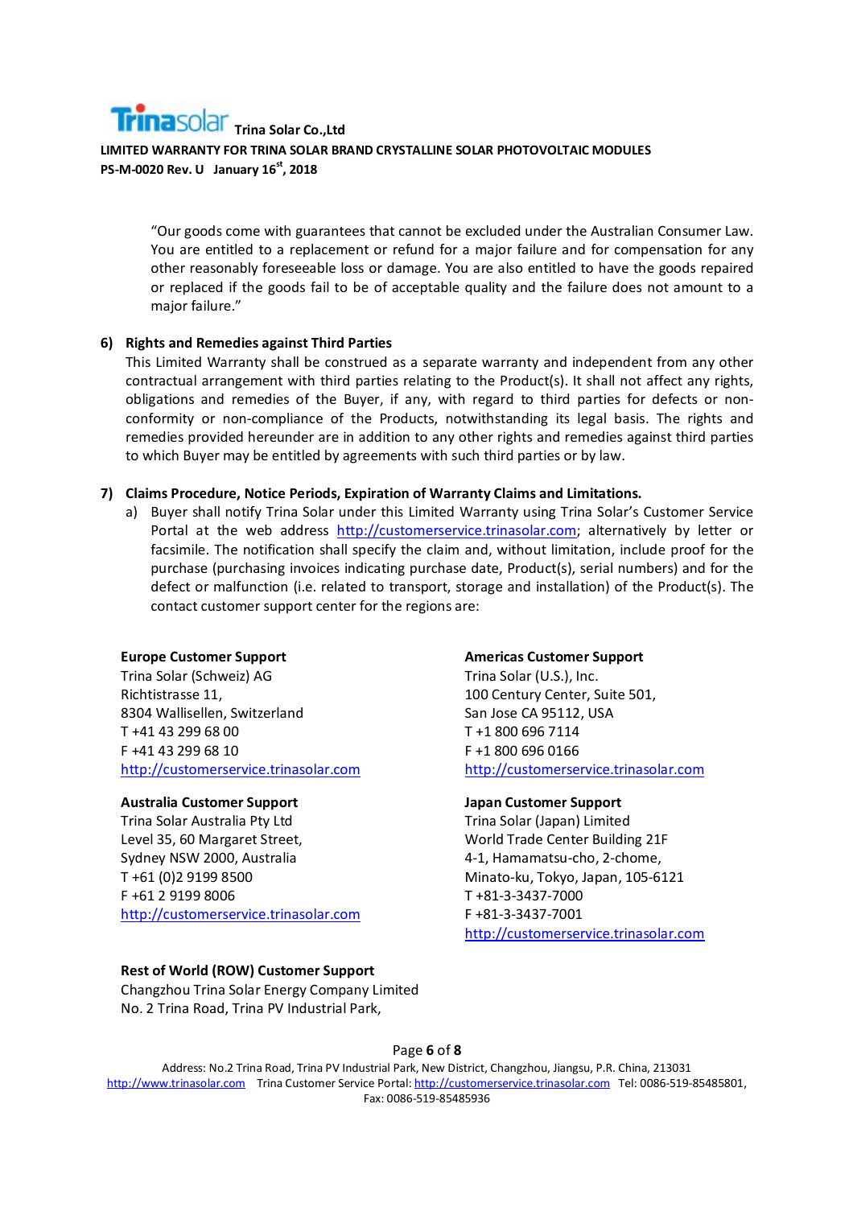"Our goods come with guarantees that cannot be excluded under the Australian Consumer Law. You are entitled to a replacement or refund for a major failure and for compensation for any other reasonably foreseeable loss or damage. You are also entitled to have the goods repaired or replaced if the goods fail to be of acceptable quality and the failure does not amount to a major failure."

**6) Rights and Remedies against Third Parties**

This Limited Warranty shall be construed as a separate warranty and independent from any other contractual arrangement with third parties relating to the Product(s). It shall not affect any rights, obligations and remedies of the Buyer, if any, with regard to third parties for defects or non-conformity or non-compliance of the Products, notwithstanding its legal basis. The rights and remedies provided hereunder are in addition to any other rights and remedies against third parties to which Buyer may be entitled by agreements with such third parties or by law.

**7) Claims Procedure, Notice Periods, Expiration of Warranty Claims and Limitations.**

a) Buyer shall notify Trina Solar under this Limited Warranty using Trina Solar's Customer Service Portal at the web address http://customerservice.trinasolar.com; alternatively by letter or facsimile. The notification shall specify the claim and, without limitation, include proof for the purchase (purchasing invoices indicating purchase date, Product(s), serial numbers) and for the defect or malfunction (i.e. related to transport, storage and installation) of the Product(s). The contact customer support center for the regions are:

**Europe Customer Support**
Trina Solar (Schweiz) AG
Richtistrasse 11,
8304 Wallisellen, Switzerland
T +41 43 299 68 00
F +41 43 299 68 10
http://customerservice.trinasolar.com

**Americas Customer Support**
Trina Solar (U.S.), Inc.
100 Century Center, Suite 501,
San Jose CA 95112, USA
T +1 800 696 7114
F +1 800 696 0166
http://customerservice.trinasolar.com

**Australia Customer Support**
Trina Solar Australia Pty Ltd
Level 35, 60 Margaret Street,
Sydney NSW 2000, Australia
T +61 (0)2 9199 8500
F +61 2 9199 8006
http://customerservice.trinasolar.com

**Japan Customer Support**
Trina Solar (Japan) Limited
World Trade Center Building 21F
4-1, Hamamatsu-cho, 2-chome,
Minato-ku, Tokyo, Japan, 105-6121
T +81-3-3437-7000
F +81-3-3437-7001
http://customerservice.trinasolar.com

**Rest of World (ROW) Customer Support**
Changzhou Trina Solar Energy Company Limited
No. 2 Trina Road, Trina PV Industrial Park,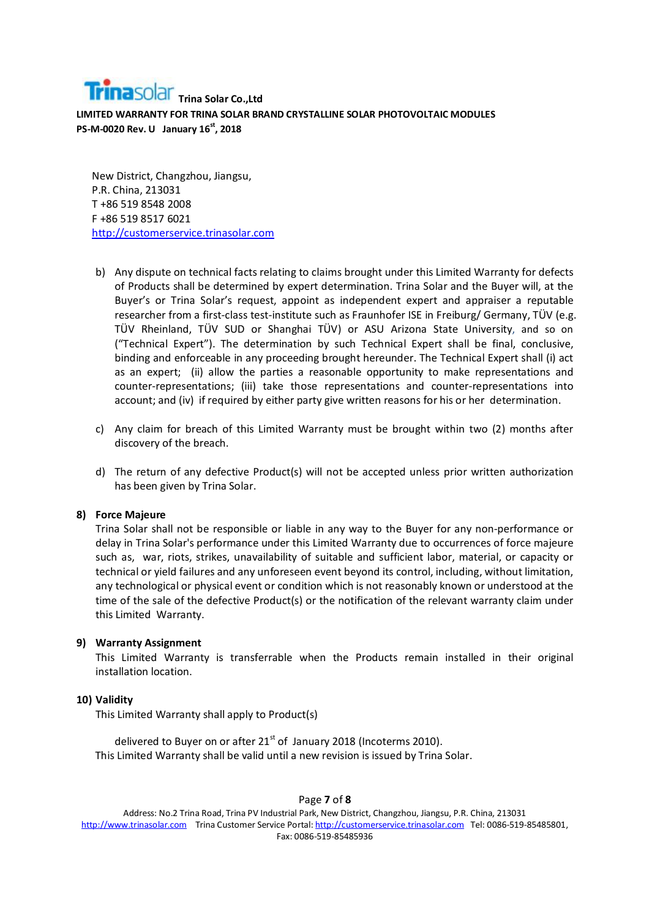New District, Changzhou, Jiangsu,
P.R. China, 213031
T +86 519 8548 2008
F +86 519 8517 6021
http://customerservice.trinasolar.com

b) Any dispute on technical facts relating to claims brought under this Limited Warranty for defects of Products shall be determined by expert determination. Trina Solar and the Buyer will, at the Buyer's or Trina Solar's request, appoint as independent expert and appraiser a reputable researcher from a first-class test-institute such as Fraunhofer ISE in Freiburg/ Germany, TÜV (e.g. TÜV Rheinland, TÜV SUD or Shanghai TÜV) or ASU Arizona State University, and so on ("Technical Expert"). The determination by such Technical Expert shall be final, conclusive, binding and enforceable in any proceeding brought hereunder. The Technical Expert shall (i) act as an expert; (ii) allow the parties a reasonable opportunity to make representations and counter-representations; (iii) take those representations and counter-representations into account; and (iv) if required by either party give written reasons for his or her determination.

c) Any claim for breach of this Limited Warranty must be brought within two (2) months after discovery of the breach.

d) The return of any defective Product(s) will not be accepted unless prior written authorization has been given by Trina Solar.

## 8) Force Majeure

Trina Solar shall not be responsible or liable in any way to the Buyer for any non-performance or delay in Trina Solar's performance under this Limited Warranty due to occurrences of force majeure such as, war, riots, strikes, unavailability of suitable and sufficient labor, material, or capacity or technical or yield failures and any unforeseen event beyond its control, including, without limitation, any technological or physical event or condition which is not reasonably known or understood at the time of the sale of the defective Product(s) or the notification of the relevant warranty claim under this Limited Warranty.

## 9) Warranty Assignment

This Limited Warranty is transferrable when the Products remain installed in their original installation location.

## 10) Validity

This Limited Warranty shall apply to Product(s)

delivered to Buyer on or after 21st of January 2018 (Incoterms 2010).

This Limited Warranty shall be valid until a new revision is issued by Trina Solar.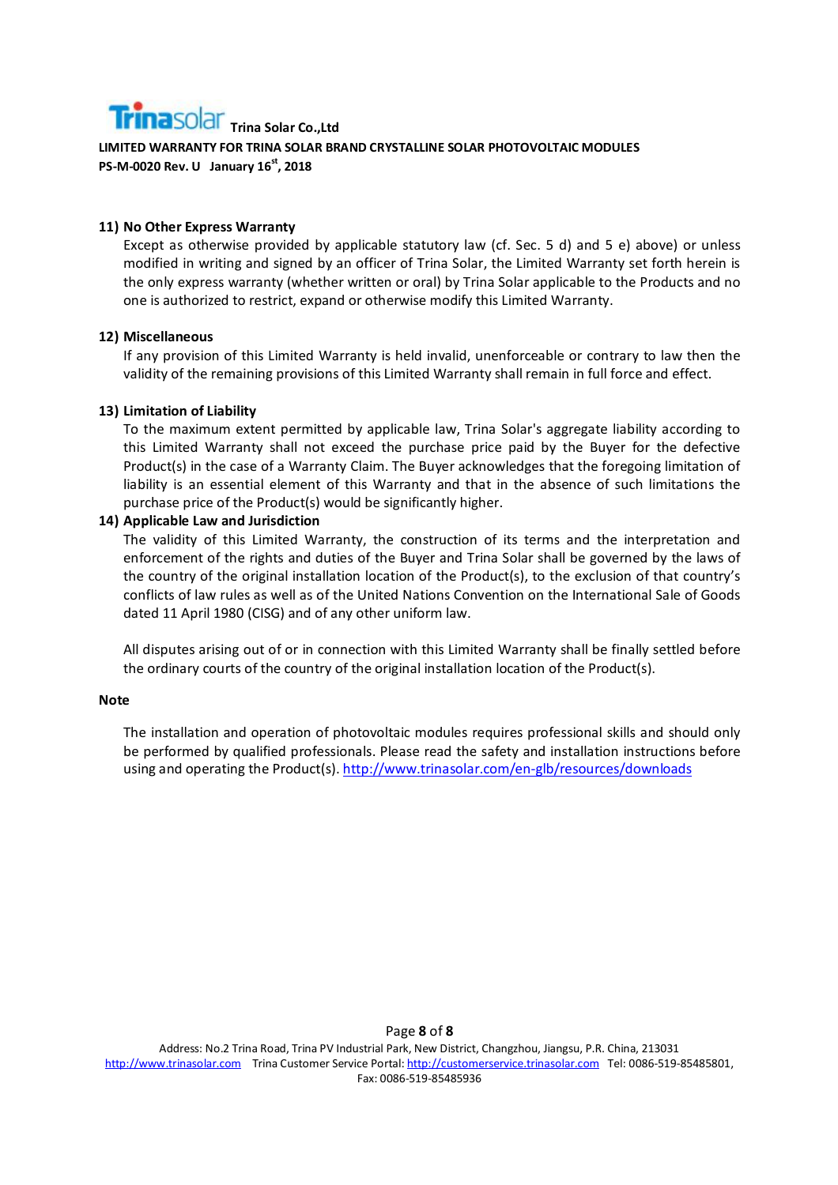## 11) No Other Express Warranty

Except as otherwise provided by applicable statutory law (cf. Sec. 5 d) and 5 e) above) or unless modified in writing and signed by an officer of Trina Solar, the Limited Warranty set forth herein is the only express warranty (whether written or oral) by Trina Solar applicable to the Products and no one is authorized to restrict, expand or otherwise modify this Limited Warranty.

## 12) Miscellaneous

If any provision of this Limited Warranty is held invalid, unenforceable or contrary to law then the validity of the remaining provisions of this Limited Warranty shall remain in full force and effect.

## 13) Limitation of Liability

To the maximum extent permitted by applicable law, Trina Solar's aggregate liability according to this Limited Warranty shall not exceed the purchase price paid by the Buyer for the defective Product(s) in the case of a Warranty Claim. The Buyer acknowledges that the foregoing limitation of liability is an essential element of this Warranty and that in the absence of such limitations the purchase price of the Product(s) would be significantly higher.

## 14) Applicable Law and Jurisdiction

The validity of this Limited Warranty, the construction of its terms and the interpretation and enforcement of the rights and duties of the Buyer and Trina Solar shall be governed by the laws of the country of the original installation location of the Product(s), to the exclusion of that country's conflicts of law rules as well as of the United Nations Convention on the International Sale of Goods dated 11 April 1980 (CISG) and of any other uniform law.

All disputes arising out of or in connection with this Limited Warranty shall be finally settled before the ordinary courts of the country of the original installation location of the Product(s).

## Note

The installation and operation of photovoltaic modules requires professional skills and should only be performed by qualified professionals. Please read the safety and installation instructions before using and operating the Product(s). http://www.trinasolar.com/en-glb/resources/downloads